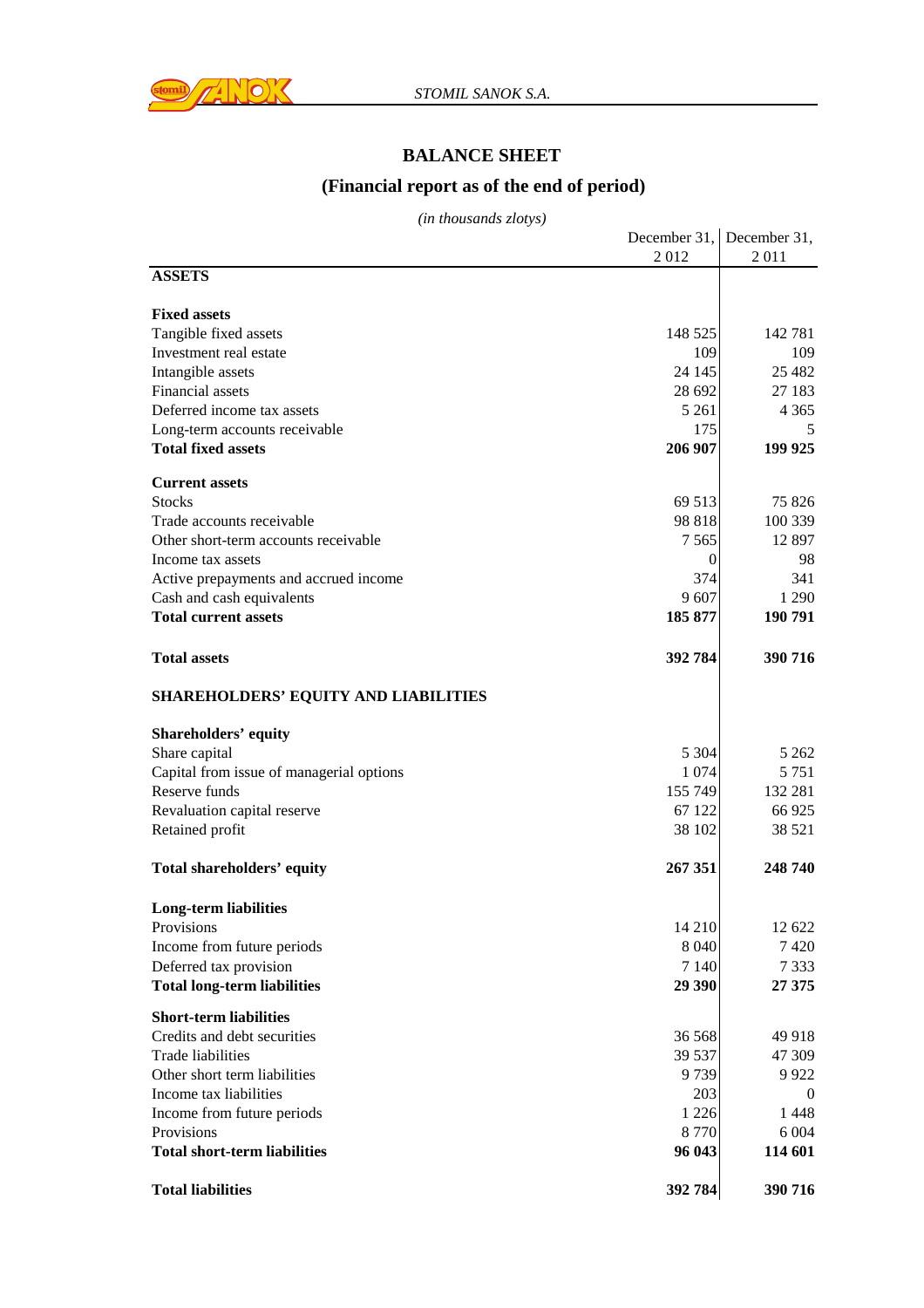# BALANCE SHEET

## (Financial report as of the end of period)

*(in thousands zlotys)*

| | December 31, 2 012 | December 31, 2 011 |
|---|---|---|
| **ASSETS** | | |
| | | |
| **Fixed assets** | | |
| Tangible fixed assets | 148 525 | 142 781 |
| Investment real estate | 109 | 109 |
| Intangible assets | 24 145 | 25 482 |
| Financial assets | 28 692 | 27 183 |
| Deferred income tax assets | 5 261 | 4 365 |
| Long-term accounts receivable | 175 | 5 |
| **Total fixed assets** | **206 907** | **199 925** |
| | | |
| **Current assets** | | |
| Stocks | 69 513 | 75 826 |
| Trade accounts receivable | 98 818 | 100 339 |
| Other short-term accounts receivable | 7 565 | 12 897 |
| Income tax assets | 0 | 98 |
| Active prepayments and accrued income | 374 | 341 |
| Cash and cash equivalents | 9 607 | 1 290 |
| **Total current assets** | **185 877** | **190 791** |
| | | |
| **Total assets** | **392 784** | **390 716** |
| | | |
| **SHAREHOLDERS' EQUITY AND LIABILITIES** | | |
| | | |
| **Shareholders' equity** | | |
| Share capital | 5 304 | 5 262 |
| Capital from issue of managerial options | 1 074 | 5 751 |
| Reserve funds | 155 749 | 132 281 |
| Revaluation capital reserve | 67 122 | 66 925 |
| Retained profit | 38 102 | 38 521 |
| | | |
| **Total shareholders' equity** | **267 351** | **248 740** |
| | | |
| **Long-term liabilities** | | |
| Provisions | 14 210 | 12 622 |
| Income from future periods | 8 040 | 7 420 |
| Deferred tax provision | 7 140 | 7 333 |
| **Total long-term liabilities** | **29 390** | **27 375** |
| | | |
| **Short-term liabilities** | | |
| Credits and debt securities | 36 568 | 49 918 |
| Trade liabilities | 39 537 | 47 309 |
| Other short term liabilities | 9 739 | 9 922 |
| Income tax liabilities | 203 | 0 |
| Income from future periods | 1 226 | 1 448 |
| Provisions | 8 770 | 6 004 |
| **Total short-term liabilities** | **96 043** | **114 601** |
| | | |
| **Total liabilities** | **392 784** | **390 716** |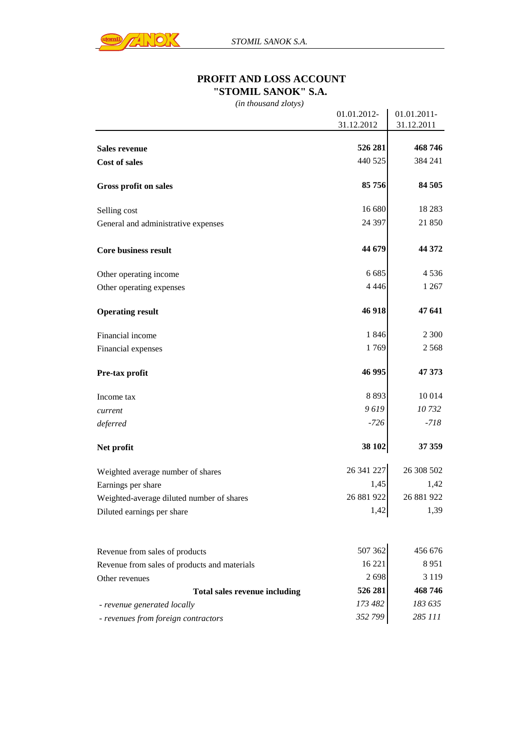# PROFIT AND LOSS ACCOUNT
# "STOMIL SANOK" S.A.

*(in thousand zlotys)*

| | 01.01.2012-31.12.2012 | 01.01.2011-31.12.2011 |
|---|---|---|
| **Sales revenue** | **526 281** | **468 746** |
| **Cost of sales** | 440 525 | 384 241 |
| **Gross profit on sales** | **85 756** | **84 505** |
| Selling cost | 16 680 | 18 283 |
| General and administrative expenses | 24 397 | 21 850 |
| **Core business result** | **44 679** | **44 372** |
| Other operating income | 6 685 | 4 536 |
| Other operating expenses | 4 446 | 1 267 |
| **Operating result** | **46 918** | **47 641** |
| Financial income | 1 846 | 2 300 |
| Financial expenses | 1 769 | 2 568 |
| **Pre-tax profit** | **46 995** | **47 373** |
| Income tax | 8 893 | 10 014 |
| *current* | *9 619* | *10 732* |
| *deferred* | *-726* | *-718* |
| **Net profit** | **38 102** | **37 359** |
| Weighted average number of shares | 26 341 227 | 26 308 502 |
| Earnings per share | 1,45 | 1,42 |
| Weighted-average diluted number of shares | 26 881 922 | 26 881 922 |
| Diluted earnings per share | 1,42 | 1,39 |

| | | |
|---|---|---|
| Revenue from sales of products | 507 362 | 456 676 |
| Revenue from sales of products and materials | 16 221 | 8 951 |
| Other revenues | 2 698 | 3 119 |
| **Total sales revenue including** | **526 281** | **468 746** |
| *- revenue generated locally* | *173 482* | *183 635* |
| *- revenues from foreign contractors* | *352 799* | *285 111* |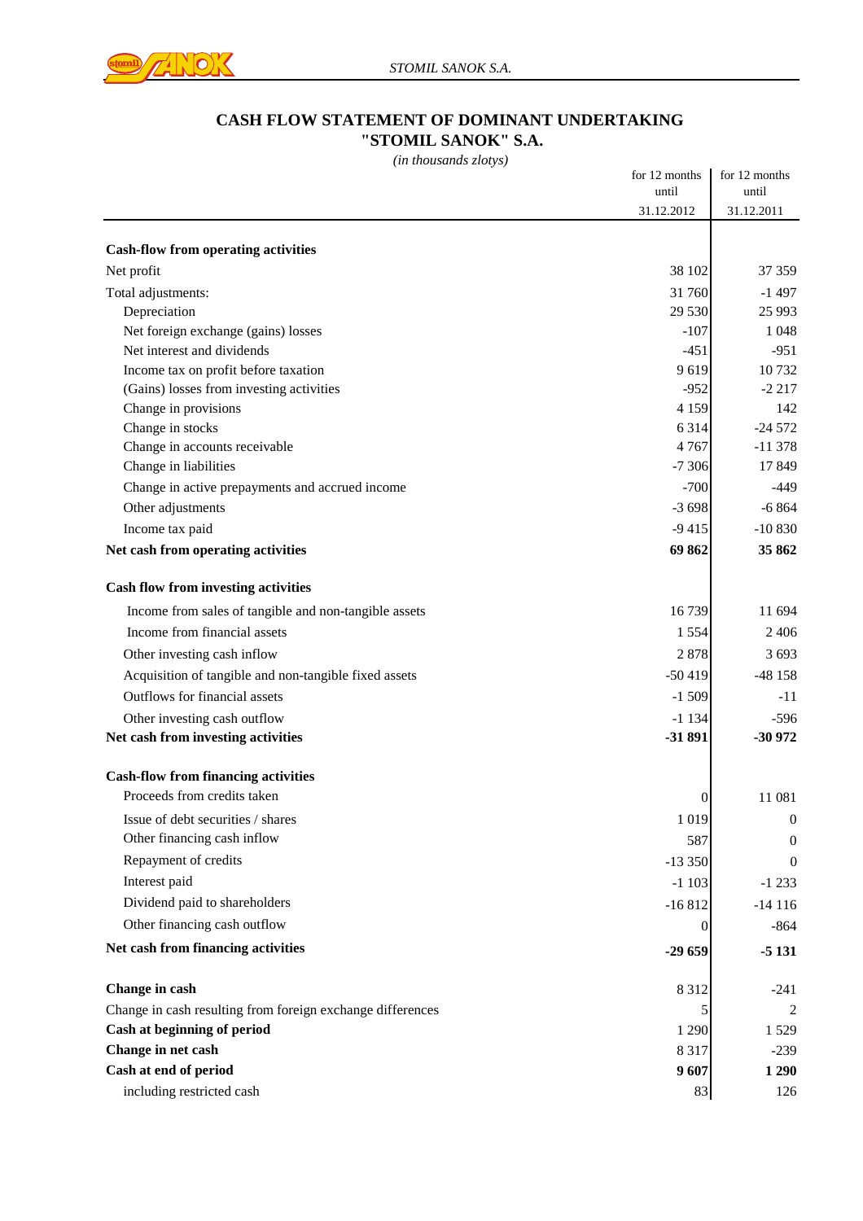# CASH FLOW STATEMENT OF DOMINANT UNDERTAKING "STOMIL SANOK" S.A.

*(in thousands zlotys)*

| | for 12 months until 31.12.2012 | for 12 months until 31.12.2011 |
|---|---|---|
| **Cash-flow from operating activities** | | |
| Net profit | 38 102 | 37 359 |
| Total adjustments: | 31 760 | -1 497 |
| Depreciation | 29 530 | 25 993 |
| Net foreign exchange (gains) losses | -107 | 1 048 |
| Net interest and dividends | -451 | -951 |
| Income tax on profit before taxation | 9 619 | 10 732 |
| (Gains) losses from investing activities | -952 | -2 217 |
| Change in provisions | 4 159 | 142 |
| Change in stocks | 6 314 | -24 572 |
| Change in accounts receivable | 4 767 | -11 378 |
| Change in liabilities | -7 306 | 17 849 |
| Change in active prepayments and accrued income | -700 | -449 |
| Other adjustments | -3 698 | -6 864 |
| Income tax paid | -9 415 | -10 830 |
| **Net cash from operating activities** | **69 862** | **35 862** |
| **Cash flow from investing activities** | | |
| Income from sales of tangible and non-tangible assets | 16 739 | 11 694 |
| Income from financial assets | 1 554 | 2 406 |
| Other investing cash inflow | 2 878 | 3 693 |
| Acquisition of tangible and non-tangible fixed assets | -50 419 | -48 158 |
| Outflows for financial assets | -1 509 | -11 |
| Other investing cash outflow | -1 134 | -596 |
| **Net cash from investing activities** | **-31 891** | **-30 972** |
| **Cash-flow from financing activities** | | |
| Proceeds from credits taken | 0 | 11 081 |
| Issue of debt securities / shares | 1 019 | 0 |
| Other financing cash inflow | 587 | 0 |
| Repayment of credits | -13 350 | 0 |
| Interest paid | -1 103 | -1 233 |
| Dividend paid to shareholders | -16 812 | -14 116 |
| Other financing cash outflow | 0 | -864 |
| **Net cash from financing activities** | **-29 659** | **-5 131** |
| **Change in cash** | 8 312 | -241 |
| Change in cash resulting from foreign exchange differences | 5 | 2 |
| **Cash at beginning of period** | 1 290 | 1 529 |
| **Change in net cash** | 8 317 | -239 |
| **Cash at end of period** | **9 607** | **1 290** |
| including restricted cash | 83 | 126 |